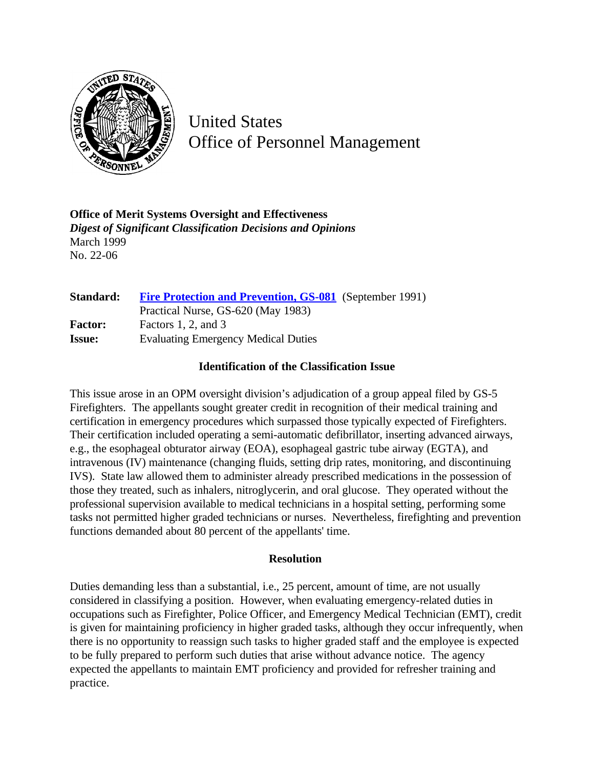United States
Office of Personnel Management

**Office of Merit Systems Oversight and Effectiveness**
***Digest of Significant Classification Decisions and Opinions***
March 1999
No. 22-06

| | |
|---|---|
| **Standard:** | **Fire Protection and Prevention, GS-081** (September 1991) |
| | Practical Nurse, GS-620 (May 1983) |
| **Factor:** | Factors 1, 2, and 3 |
| **Issue:** | Evaluating Emergency Medical Duties |

## Identification of the Classification Issue

This issue arose in an OPM oversight division's adjudication of a group appeal filed by GS-5 Firefighters. The appellants sought greater credit in recognition of their medical training and certification in emergency procedures which surpassed those typically expected of Firefighters. Their certification included operating a semi-automatic defibrillator, inserting advanced airways, e.g., the esophageal obturator airway (EOA), esophageal gastric tube airway (EGTA), and intravenous (IV) maintenance (changing fluids, setting drip rates, monitoring, and discontinuing IVS). State law allowed them to administer already prescribed medications in the possession of those they treated, such as inhalers, nitroglycerin, and oral glucose. They operated without the professional supervision available to medical technicians in a hospital setting, performing some tasks not permitted higher graded technicians or nurses. Nevertheless, firefighting and prevention functions demanded about 80 percent of the appellants' time.

## Resolution

Duties demanding less than a substantial, i.e., 25 percent, amount of time, are not usually considered in classifying a position. However, when evaluating emergency-related duties in occupations such as Firefighter, Police Officer, and Emergency Medical Technician (EMT), credit is given for maintaining proficiency in higher graded tasks, although they occur infrequently, when there is no opportunity to reassign such tasks to higher graded staff and the employee is expected to be fully prepared to perform such duties that arise without advance notice. The agency expected the appellants to maintain EMT proficiency and provided for refresher training and practice.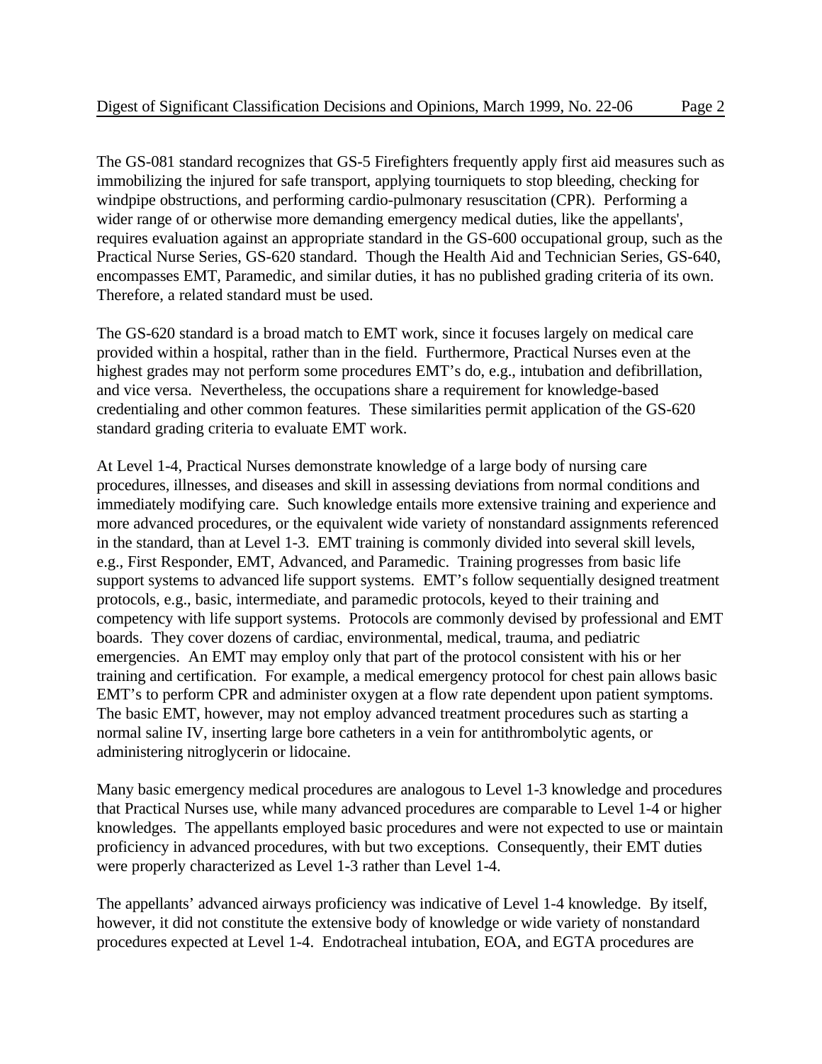The GS-081 standard recognizes that GS-5 Firefighters frequently apply first aid measures such as immobilizing the injured for safe transport, applying tourniquets to stop bleeding, checking for windpipe obstructions, and performing cardio-pulmonary resuscitation (CPR). Performing a wider range of or otherwise more demanding emergency medical duties, like the appellants', requires evaluation against an appropriate standard in the GS-600 occupational group, such as the Practical Nurse Series, GS-620 standard. Though the Health Aid and Technician Series, GS-640, encompasses EMT, Paramedic, and similar duties, it has no published grading criteria of its own. Therefore, a related standard must be used.

The GS-620 standard is a broad match to EMT work, since it focuses largely on medical care provided within a hospital, rather than in the field. Furthermore, Practical Nurses even at the highest grades may not perform some procedures EMT's do, e.g., intubation and defibrillation, and vice versa. Nevertheless, the occupations share a requirement for knowledge-based credentialing and other common features. These similarities permit application of the GS-620 standard grading criteria to evaluate EMT work.

At Level 1-4, Practical Nurses demonstrate knowledge of a large body of nursing care procedures, illnesses, and diseases and skill in assessing deviations from normal conditions and immediately modifying care. Such knowledge entails more extensive training and experience and more advanced procedures, or the equivalent wide variety of nonstandard assignments referenced in the standard, than at Level 1-3. EMT training is commonly divided into several skill levels, e.g., First Responder, EMT, Advanced, and Paramedic. Training progresses from basic life support systems to advanced life support systems. EMT's follow sequentially designed treatment protocols, e.g., basic, intermediate, and paramedic protocols, keyed to their training and competency with life support systems. Protocols are commonly devised by professional and EMT boards. They cover dozens of cardiac, environmental, medical, trauma, and pediatric emergencies. An EMT may employ only that part of the protocol consistent with his or her training and certification. For example, a medical emergency protocol for chest pain allows basic EMT's to perform CPR and administer oxygen at a flow rate dependent upon patient symptoms. The basic EMT, however, may not employ advanced treatment procedures such as starting a normal saline IV, inserting large bore catheters in a vein for antithrombolytic agents, or administering nitroglycerin or lidocaine.

Many basic emergency medical procedures are analogous to Level 1-3 knowledge and procedures that Practical Nurses use, while many advanced procedures are comparable to Level 1-4 or higher knowledges. The appellants employed basic procedures and were not expected to use or maintain proficiency in advanced procedures, with but two exceptions. Consequently, their EMT duties were properly characterized as Level 1-3 rather than Level 1-4.

The appellants' advanced airways proficiency was indicative of Level 1-4 knowledge. By itself, however, it did not constitute the extensive body of knowledge or wide variety of nonstandard procedures expected at Level 1-4. Endotracheal intubation, EOA, and EGTA procedures are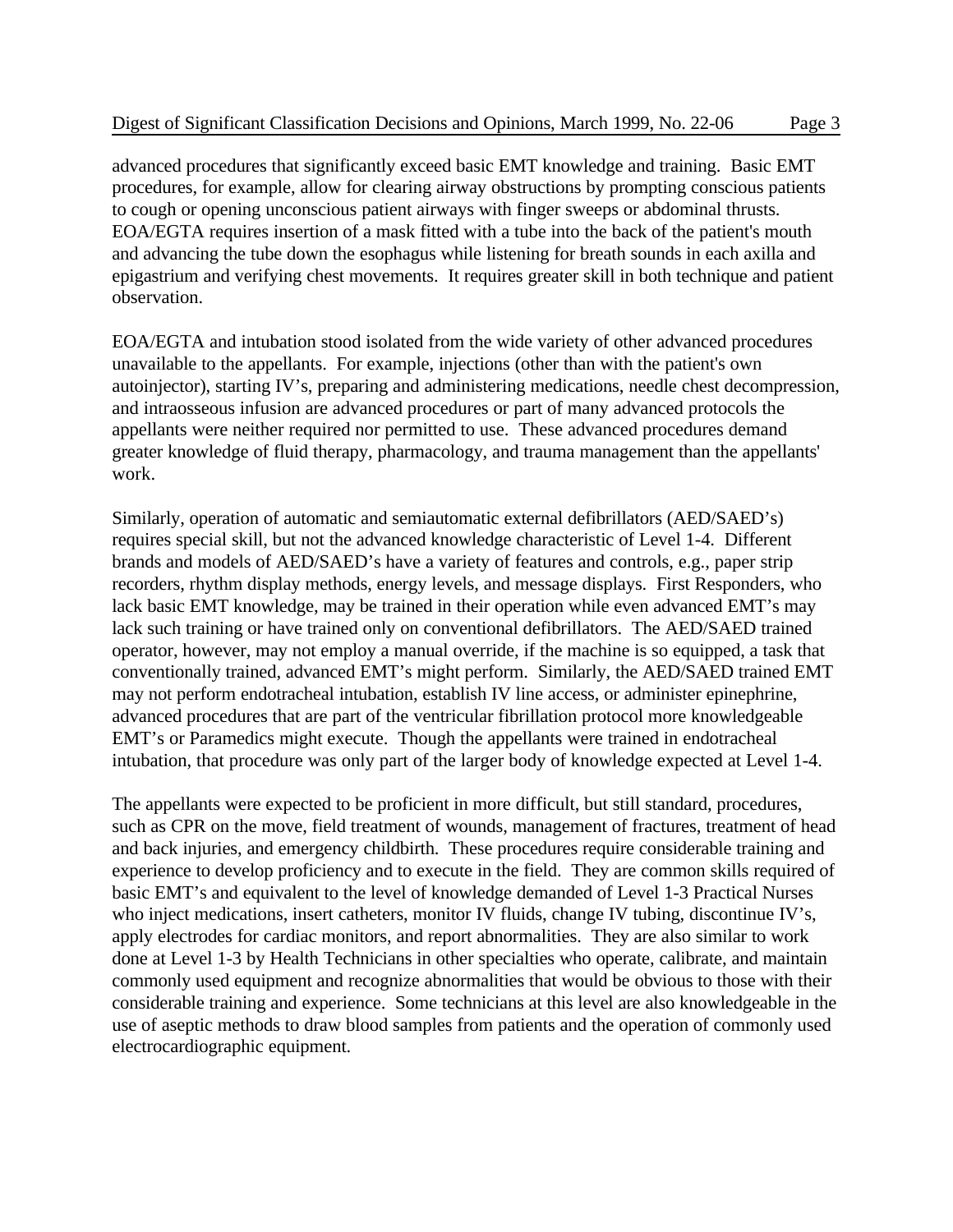advanced procedures that significantly exceed basic EMT knowledge and training. Basic EMT procedures, for example, allow for clearing airway obstructions by prompting conscious patients to cough or opening unconscious patient airways with finger sweeps or abdominal thrusts. EOA/EGTA requires insertion of a mask fitted with a tube into the back of the patient's mouth and advancing the tube down the esophagus while listening for breath sounds in each axilla and epigastrium and verifying chest movements. It requires greater skill in both technique and patient observation.

EOA/EGTA and intubation stood isolated from the wide variety of other advanced procedures unavailable to the appellants. For example, injections (other than with the patient's own autoinjector), starting IV's, preparing and administering medications, needle chest decompression, and intraosseous infusion are advanced procedures or part of many advanced protocols the appellants were neither required nor permitted to use. These advanced procedures demand greater knowledge of fluid therapy, pharmacology, and trauma management than the appellants' work.

Similarly, operation of automatic and semiautomatic external defibrillators (AED/SAED's) requires special skill, but not the advanced knowledge characteristic of Level 1-4. Different brands and models of AED/SAED's have a variety of features and controls, e.g., paper strip recorders, rhythm display methods, energy levels, and message displays. First Responders, who lack basic EMT knowledge, may be trained in their operation while even advanced EMT's may lack such training or have trained only on conventional defibrillators. The AED/SAED trained operator, however, may not employ a manual override, if the machine is so equipped, a task that conventionally trained, advanced EMT's might perform. Similarly, the AED/SAED trained EMT may not perform endotracheal intubation, establish IV line access, or administer epinephrine, advanced procedures that are part of the ventricular fibrillation protocol more knowledgeable EMT's or Paramedics might execute. Though the appellants were trained in endotracheal intubation, that procedure was only part of the larger body of knowledge expected at Level 1-4.

The appellants were expected to be proficient in more difficult, but still standard, procedures, such as CPR on the move, field treatment of wounds, management of fractures, treatment of head and back injuries, and emergency childbirth. These procedures require considerable training and experience to develop proficiency and to execute in the field. They are common skills required of basic EMT's and equivalent to the level of knowledge demanded of Level 1-3 Practical Nurses who inject medications, insert catheters, monitor IV fluids, change IV tubing, discontinue IV's, apply electrodes for cardiac monitors, and report abnormalities. They are also similar to work done at Level 1-3 by Health Technicians in other specialties who operate, calibrate, and maintain commonly used equipment and recognize abnormalities that would be obvious to those with their considerable training and experience. Some technicians at this level are also knowledgeable in the use of aseptic methods to draw blood samples from patients and the operation of commonly used electrocardiographic equipment.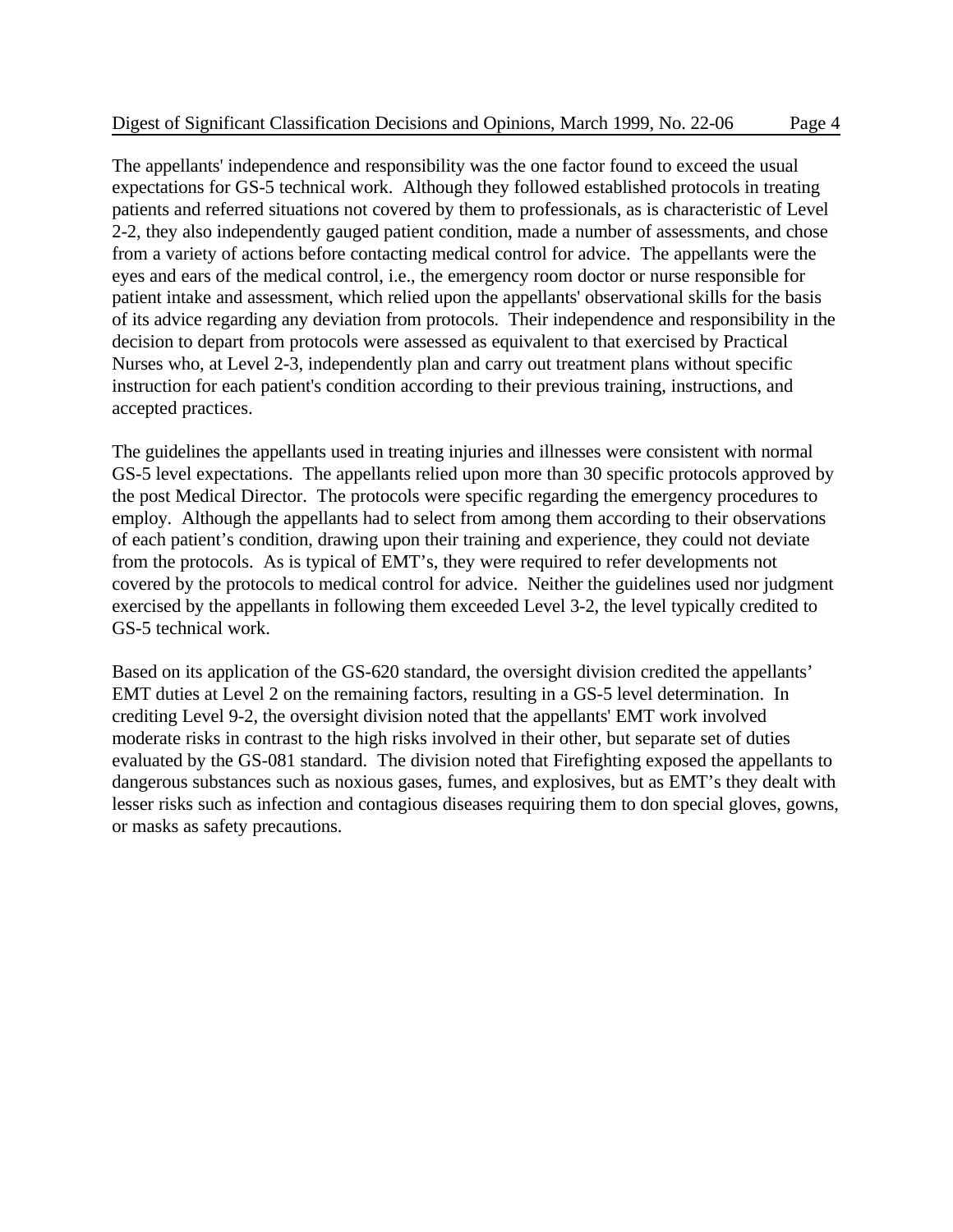The appellants' independence and responsibility was the one factor found to exceed the usual expectations for GS-5 technical work. Although they followed established protocols in treating patients and referred situations not covered by them to professionals, as is characteristic of Level 2-2, they also independently gauged patient condition, made a number of assessments, and chose from a variety of actions before contacting medical control for advice. The appellants were the eyes and ears of the medical control, i.e., the emergency room doctor or nurse responsible for patient intake and assessment, which relied upon the appellants' observational skills for the basis of its advice regarding any deviation from protocols. Their independence and responsibility in the decision to depart from protocols were assessed as equivalent to that exercised by Practical Nurses who, at Level 2-3, independently plan and carry out treatment plans without specific instruction for each patient's condition according to their previous training, instructions, and accepted practices.

The guidelines the appellants used in treating injuries and illnesses were consistent with normal GS-5 level expectations. The appellants relied upon more than 30 specific protocols approved by the post Medical Director. The protocols were specific regarding the emergency procedures to employ. Although the appellants had to select from among them according to their observations of each patient's condition, drawing upon their training and experience, they could not deviate from the protocols. As is typical of EMT's, they were required to refer developments not covered by the protocols to medical control for advice. Neither the guidelines used nor judgment exercised by the appellants in following them exceeded Level 3-2, the level typically credited to GS-5 technical work.

Based on its application of the GS-620 standard, the oversight division credited the appellants' EMT duties at Level 2 on the remaining factors, resulting in a GS-5 level determination. In crediting Level 9-2, the oversight division noted that the appellants' EMT work involved moderate risks in contrast to the high risks involved in their other, but separate set of duties evaluated by the GS-081 standard. The division noted that Firefighting exposed the appellants to dangerous substances such as noxious gases, fumes, and explosives, but as EMT's they dealt with lesser risks such as infection and contagious diseases requiring them to don special gloves, gowns, or masks as safety precautions.